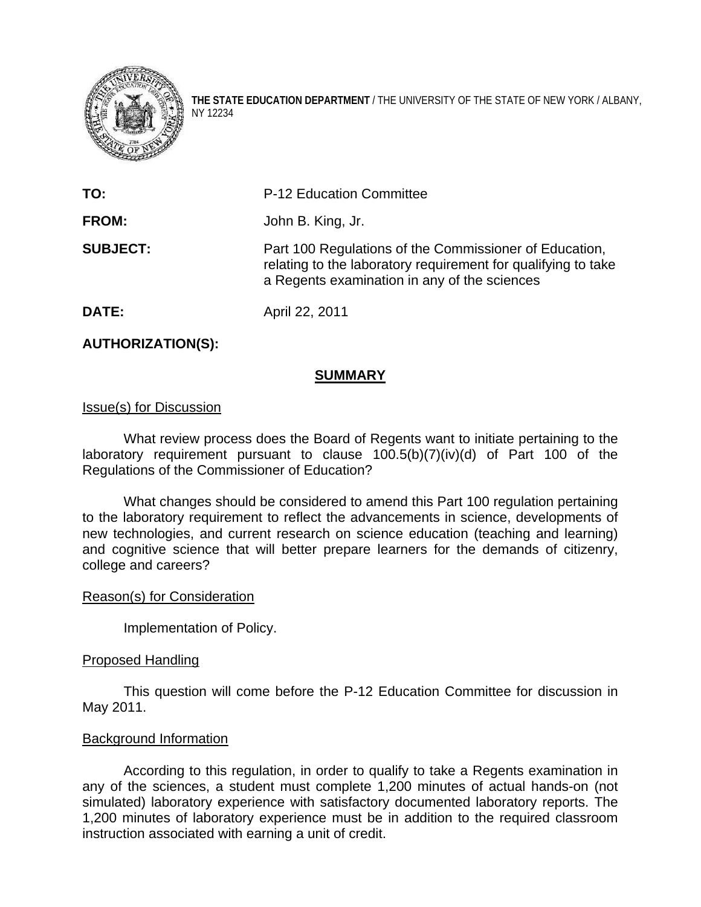**THE STATE EDUCATION DEPARTMENT** / THE UNIVERSITY OF THE STATE OF NEW YORK / ALBANY, NY 12234

| | |
|---|---|
| **TO:** | P-12 Education Committee |
| **FROM:** | John B. King, Jr. |
| **SUBJECT:** | Part 100 Regulations of the Commissioner of Education, relating to the laboratory requirement for qualifying to take a Regents examination in any of the sciences |
| **DATE:** | April 22, 2011 |
| **AUTHORIZATION(S):** | |

## SUMMARY

### Issue(s) for Discussion

What review process does the Board of Regents want to initiate pertaining to the laboratory requirement pursuant to clause 100.5(b)(7)(iv)(d) of Part 100 of the Regulations of the Commissioner of Education?

What changes should be considered to amend this Part 100 regulation pertaining to the laboratory requirement to reflect the advancements in science, developments of new technologies, and current research on science education (teaching and learning) and cognitive science that will better prepare learners for the demands of citizenry, college and careers?

### Reason(s) for Consideration

Implementation of Policy.

### Proposed Handling

This question will come before the P-12 Education Committee for discussion in May 2011.

### Background Information

According to this regulation, in order to qualify to take a Regents examination in any of the sciences, a student must complete 1,200 minutes of actual hands-on (not simulated) laboratory experience with satisfactory documented laboratory reports. The 1,200 minutes of laboratory experience must be in addition to the required classroom instruction associated with earning a unit of credit.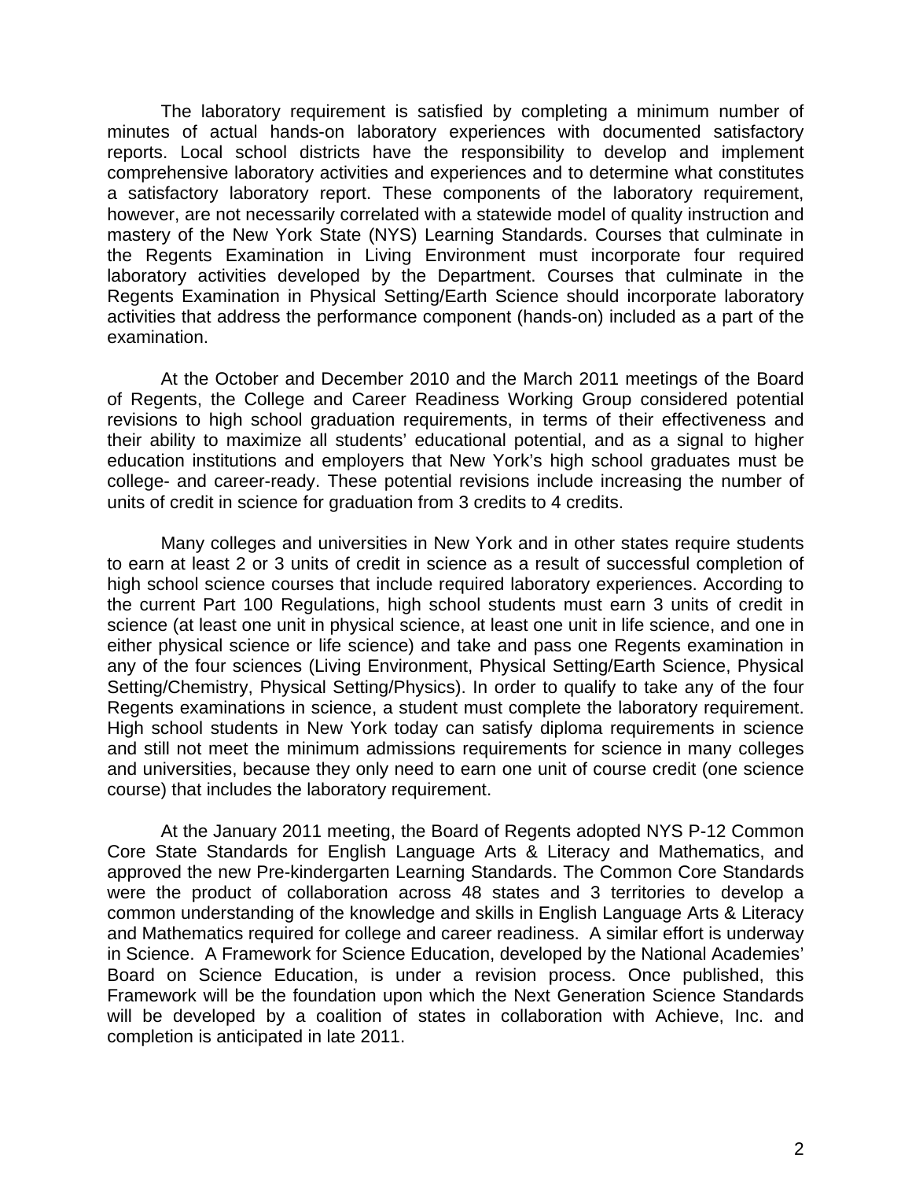The laboratory requirement is satisfied by completing a minimum number of minutes of actual hands-on laboratory experiences with documented satisfactory reports. Local school districts have the responsibility to develop and implement comprehensive laboratory activities and experiences and to determine what constitutes a satisfactory laboratory report. These components of the laboratory requirement, however, are not necessarily correlated with a statewide model of quality instruction and mastery of the New York State (NYS) Learning Standards. Courses that culminate in the Regents Examination in Living Environment must incorporate four required laboratory activities developed by the Department. Courses that culminate in the Regents Examination in Physical Setting/Earth Science should incorporate laboratory activities that address the performance component (hands-on) included as a part of the examination.

At the October and December 2010 and the March 2011 meetings of the Board of Regents, the College and Career Readiness Working Group considered potential revisions to high school graduation requirements, in terms of their effectiveness and their ability to maximize all students' educational potential, and as a signal to higher education institutions and employers that New York's high school graduates must be college- and career-ready. These potential revisions include increasing the number of units of credit in science for graduation from 3 credits to 4 credits.

Many colleges and universities in New York and in other states require students to earn at least 2 or 3 units of credit in science as a result of successful completion of high school science courses that include required laboratory experiences. According to the current Part 100 Regulations, high school students must earn 3 units of credit in science (at least one unit in physical science, at least one unit in life science, and one in either physical science or life science) and take and pass one Regents examination in any of the four sciences (Living Environment, Physical Setting/Earth Science, Physical Setting/Chemistry, Physical Setting/Physics). In order to qualify to take any of the four Regents examinations in science, a student must complete the laboratory requirement. High school students in New York today can satisfy diploma requirements in science and still not meet the minimum admissions requirements for science in many colleges and universities, because they only need to earn one unit of course credit (one science course) that includes the laboratory requirement.

At the January 2011 meeting, the Board of Regents adopted NYS P-12 Common Core State Standards for English Language Arts & Literacy and Mathematics, and approved the new Pre-kindergarten Learning Standards. The Common Core Standards were the product of collaboration across 48 states and 3 territories to develop a common understanding of the knowledge and skills in English Language Arts & Literacy and Mathematics required for college and career readiness. A similar effort is underway in Science. A Framework for Science Education, developed by the National Academies' Board on Science Education, is under a revision process. Once published, this Framework will be the foundation upon which the Next Generation Science Standards will be developed by a coalition of states in collaboration with Achieve, Inc. and completion is anticipated in late 2011.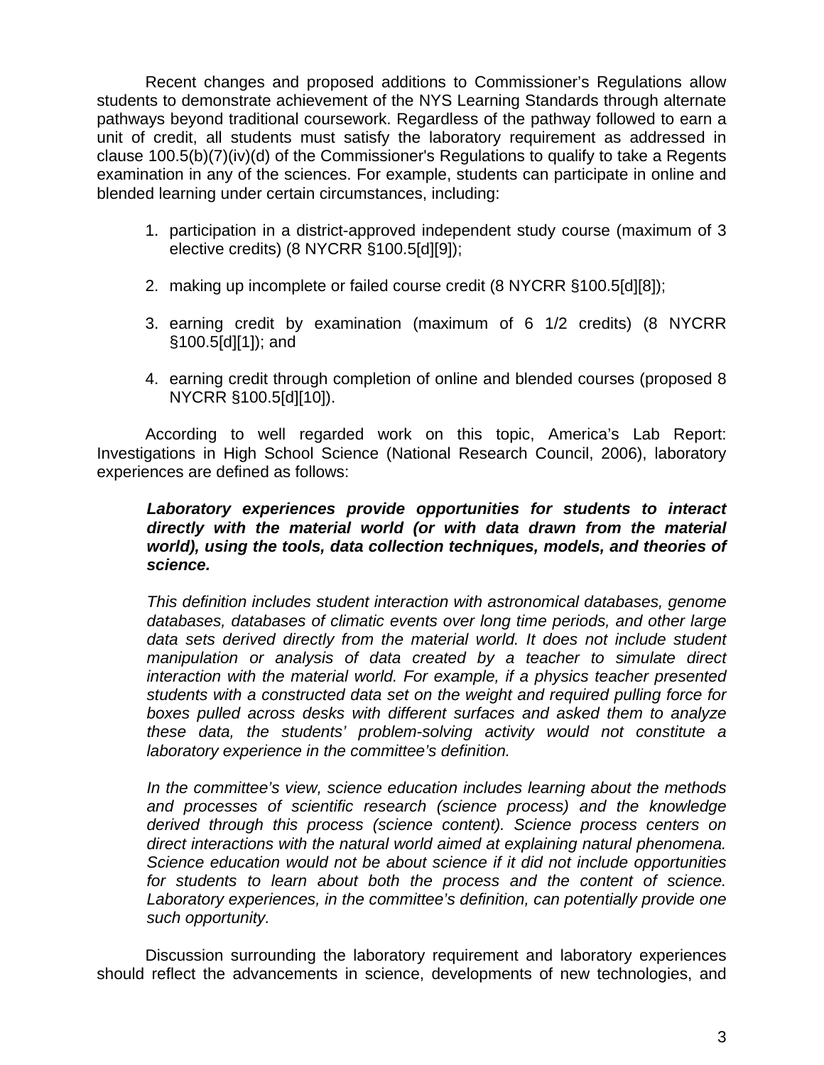Recent changes and proposed additions to Commissioner's Regulations allow students to demonstrate achievement of the NYS Learning Standards through alternate pathways beyond traditional coursework. Regardless of the pathway followed to earn a unit of credit, all students must satisfy the laboratory requirement as addressed in clause 100.5(b)(7)(iv)(d) of the Commissioner's Regulations to qualify to take a Regents examination in any of the sciences. For example, students can participate in online and blended learning under certain circumstances, including:

1. participation in a district-approved independent study course (maximum of 3 elective credits) (8 NYCRR §100.5[d][9]);

2. making up incomplete or failed course credit (8 NYCRR §100.5[d][8]);

3. earning credit by examination (maximum of 6 1/2 credits) (8 NYCRR §100.5[d][1]); and

4. earning credit through completion of online and blended courses (proposed 8 NYCRR §100.5[d][10]).

According to well regarded work on this topic, America's Lab Report: Investigations in High School Science (National Research Council, 2006), laboratory experiences are defined as follows:

> ***Laboratory experiences provide opportunities for students to interact directly with the material world (or with data drawn from the material world), using the tools, data collection techniques, models, and theories of science.***
>
> *This definition includes student interaction with astronomical databases, genome databases, databases of climatic events over long time periods, and other large data sets derived directly from the material world. It does not include student manipulation or analysis of data created by a teacher to simulate direct interaction with the material world. For example, if a physics teacher presented students with a constructed data set on the weight and required pulling force for boxes pulled across desks with different surfaces and asked them to analyze these data, the students' problem-solving activity would not constitute a laboratory experience in the committee's definition.*
>
> *In the committee's view, science education includes learning about the methods and processes of scientific research (science process) and the knowledge derived through this process (science content). Science process centers on direct interactions with the natural world aimed at explaining natural phenomena. Science education would not be about science if it did not include opportunities for students to learn about both the process and the content of science. Laboratory experiences, in the committee's definition, can potentially provide one such opportunity.*

Discussion surrounding the laboratory requirement and laboratory experiences should reflect the advancements in science, developments of new technologies, and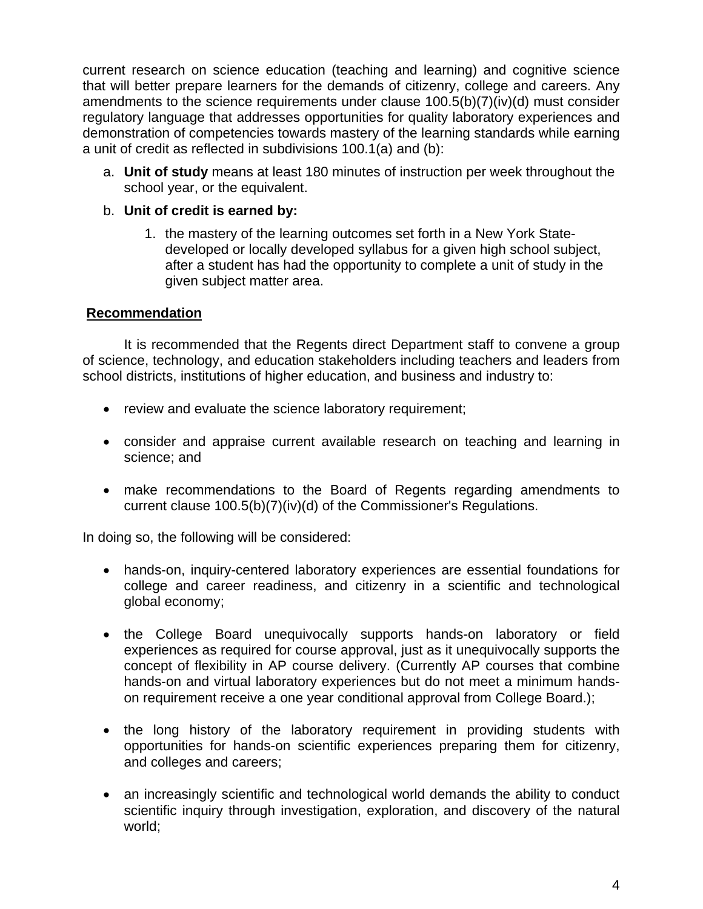current research on science education (teaching and learning) and cognitive science that will better prepare learners for the demands of citizenry, college and careers. Any amendments to the science requirements under clause 100.5(b)(7)(iv)(d) must consider regulatory language that addresses opportunities for quality laboratory experiences and demonstration of competencies towards mastery of the learning standards while earning a unit of credit as reflected in subdivisions 100.1(a) and (b):

a. **Unit of study** means at least 180 minutes of instruction per week throughout the school year, or the equivalent.

b. **Unit of credit is earned by:**

   1. the mastery of the learning outcomes set forth in a New York State-developed or locally developed syllabus for a given high school subject, after a student has had the opportunity to complete a unit of study in the given subject matter area.

**Recommendation**

It is recommended that the Regents direct Department staff to convene a group of science, technology, and education stakeholders including teachers and leaders from school districts, institutions of higher education, and business and industry to:

- review and evaluate the science laboratory requirement;
- consider and appraise current available research on teaching and learning in science; and
- make recommendations to the Board of Regents regarding amendments to current clause 100.5(b)(7)(iv)(d) of the Commissioner's Regulations.

In doing so, the following will be considered:

- hands-on, inquiry-centered laboratory experiences are essential foundations for college and career readiness, and citizenry in a scientific and technological global economy;
- the College Board unequivocally supports hands-on laboratory or field experiences as required for course approval, just as it unequivocally supports the concept of flexibility in AP course delivery. (Currently AP courses that combine hands-on and virtual laboratory experiences but do not meet a minimum hands-on requirement receive a one year conditional approval from College Board.);
- the long history of the laboratory requirement in providing students with opportunities for hands-on scientific experiences preparing them for citizenry, and colleges and careers;
- an increasingly scientific and technological world demands the ability to conduct scientific inquiry through investigation, exploration, and discovery of the natural world;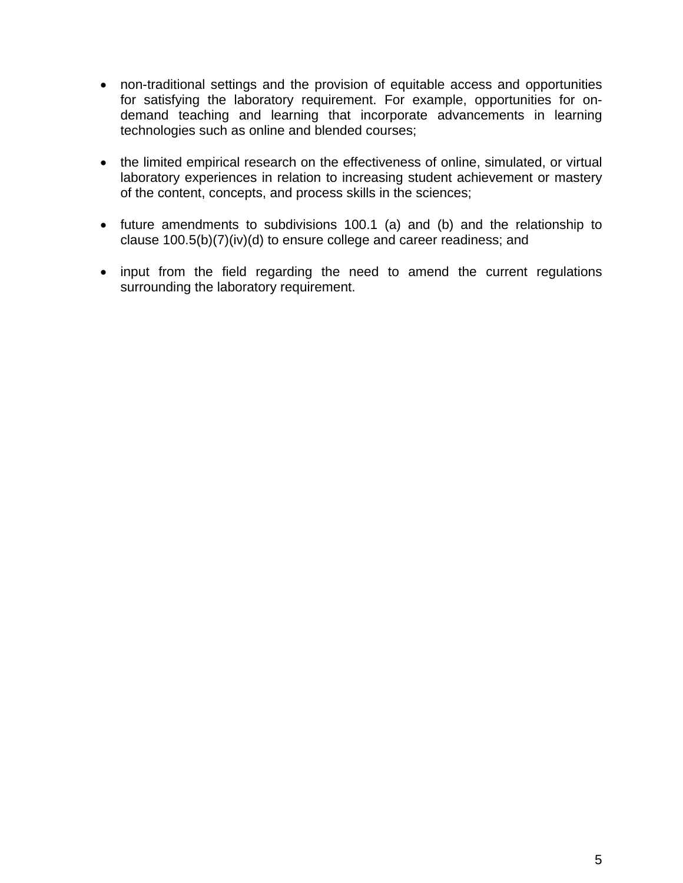- non-traditional settings and the provision of equitable access and opportunities for satisfying the laboratory requirement. For example, opportunities for on-demand teaching and learning that incorporate advancements in learning technologies such as online and blended courses;

- the limited empirical research on the effectiveness of online, simulated, or virtual laboratory experiences in relation to increasing student achievement or mastery of the content, concepts, and process skills in the sciences;

- future amendments to subdivisions 100.1 (a) and (b) and the relationship to clause 100.5(b)(7)(iv)(d) to ensure college and career readiness; and

- input from the field regarding the need to amend the current regulations surrounding the laboratory requirement.